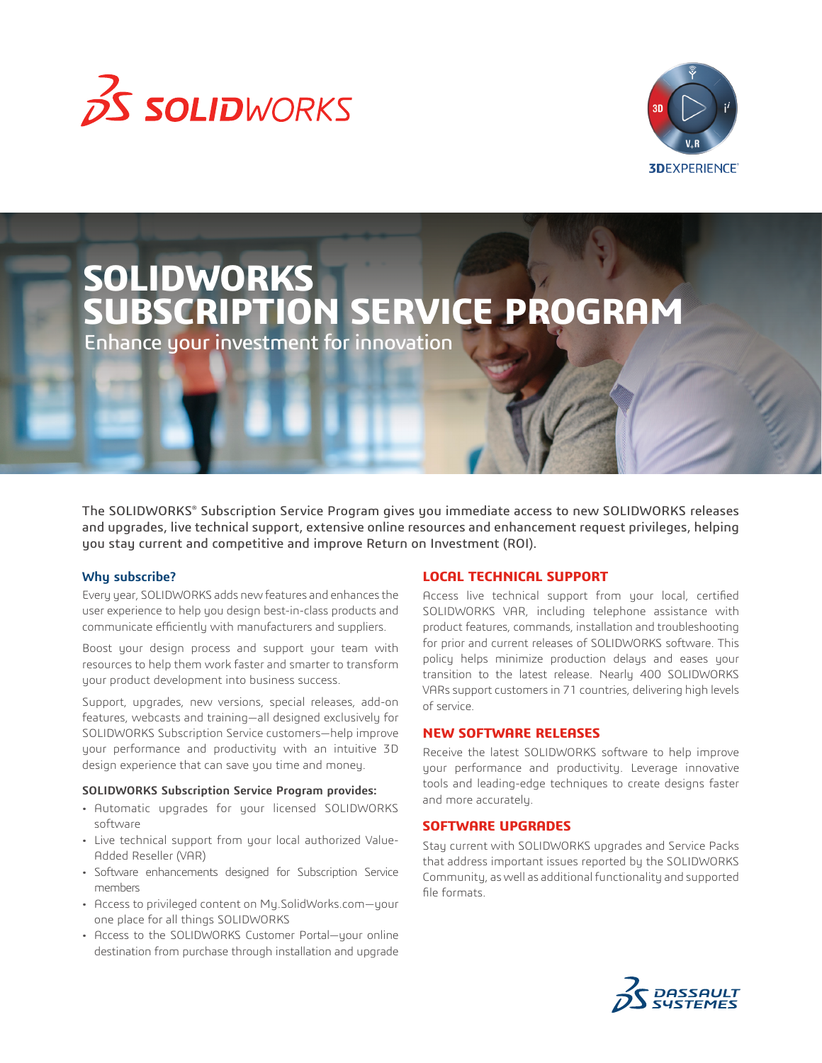# SOLIDWORKS SUBSCRIPTION SERVICE PROGRAM

Enhance your investment for innovation

The SOLIDWORKS® Subscription Service Program gives you immediate access to new SOLIDWORKS releases and upgrades, live technical support, extensive online resources and enhancement request privileges, helping you stay current and competitive and improve Return on Investment (ROI).

### Why subscribe?

Every year, SOLIDWORKS adds new features and enhances the user experience to help you design best-in-class products and communicate efficiently with manufacturers and suppliers.

Boost your design process and support your team with resources to help them work faster and smarter to transform your product development into business success.

Support, upgrades, new versions, special releases, add-on features, webcasts and training—all designed exclusively for SOLIDWORKS Subscription Service customers—help improve your performance and productivity with an intuitive 3D design experience that can save you time and money.

**SOLIDWORKS Subscription Service Program provides:**

- Automatic upgrades for your licensed SOLIDWORKS software
- Live technical support from your local authorized Value-Added Reseller (VAR)
- Software enhancements designed for Subscription Service members
- Access to privileged content on My.SolidWorks.com—your one place for all things SOLIDWORKS
- Access to the SOLIDWORKS Customer Portal—your online destination from purchase through installation and upgrade

## LOCAL TECHNICAL SUPPORT

Access live technical support from your local, certified SOLIDWORKS VAR, including telephone assistance with product features, commands, installation and troubleshooting for prior and current releases of SOLIDWORKS software. This policy helps minimize production delays and eases your transition to the latest release. Nearly 400 SOLIDWORKS VARs support customers in 71 countries, delivering high levels of service.

## NEW SOFTWARE RELEASES

Receive the latest SOLIDWORKS software to help improve your performance and productivity. Leverage innovative tools and leading-edge techniques to create designs faster and more accurately.

## SOFTWARE UPGRADES

Stay current with SOLIDWORKS upgrades and Service Packs that address important issues reported by the SOLIDWORKS Community, as well as additional functionality and supported file formats.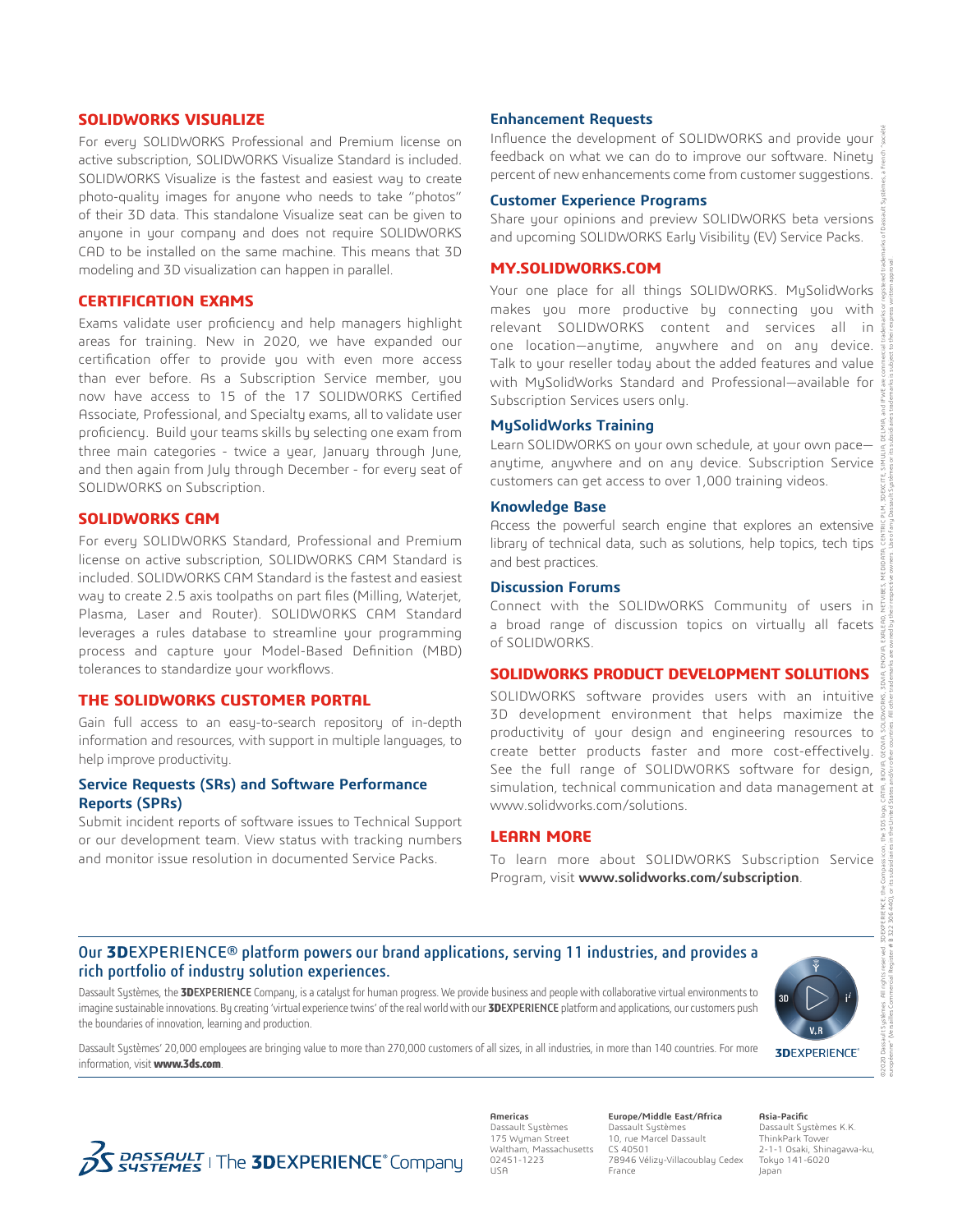## SOLIDWORKS VISUALIZE

For every SOLIDWORKS Professional and Premium license on active subscription, SOLIDWORKS Visualize Standard is included. SOLIDWORKS Visualize is the fastest and easiest way to create photo-quality images for anyone who needs to take "photos" of their 3D data. This standalone Visualize seat can be given to anyone in your company and does not require SOLIDWORKS CAD to be installed on the same machine. This means that 3D modeling and 3D visualization can happen in parallel.

## CERTIFICATION EXAMS

Exams validate user proficiency and help managers highlight areas for training. New in 2020, we have expanded our certification offer to provide you with even more access than ever before. As a Subscription Service member, you now have access to 15 of the 17 SOLIDWORKS Certified Associate, Professional, and Specialty exams, all to validate user proficiency. Build your teams skills by selecting one exam from three main categories - twice a year, January through June, and then again from July through December - for every seat of SOLIDWORKS on Subscription.

## SOLIDWORKS CAM

For every SOLIDWORKS Standard, Professional and Premium license on active subscription, SOLIDWORKS CAM Standard is included. SOLIDWORKS CAM Standard is the fastest and easiest way to create 2.5 axis toolpaths on part files (Milling, Waterjet, Plasma, Laser and Router). SOLIDWORKS CAM Standard leverages a rules database to streamline your programming process and capture your Model-Based Definition (MBD) tolerances to standardize your workflows.

## THE SOLIDWORKS CUSTOMER PORTAL

Gain full access to an easy-to-search repository of in-depth information and resources, with support in multiple languages, to help improve productivity.

### Service Requests (SRs) and Software Performance Reports (SPRs)

Submit incident reports of software issues to Technical Support or our development team. View status with tracking numbers and monitor issue resolution in documented Service Packs.

### Enhancement Requests

Influence the development of SOLIDWORKS and provide your feedback on what we can do to improve our software. Ninety percent of new enhancements come from customer suggestions.

### Customer Experience Programs

Share your opinions and preview SOLIDWORKS beta versions and upcoming SOLIDWORKS Early Visibility (EV) Service Packs.

## MY.SOLIDWORKS.COM

Your one place for all things SOLIDWORKS. MySolidWorks makes you more productive by connecting you with relevant SOLIDWORKS content and services all in one location—anytime, anywhere and on any device. Talk to your reseller today about the added features and value with MySolidWorks Standard and Professional—available for Subscription Services users only.

### MySolidWorks Training

Learn SOLIDWORKS on your own schedule, at your own pace—anytime, anywhere and on any device. Subscription Service customers can get access to over 1,000 training videos.

### Knowledge Base

Access the powerful search engine that explores an extensive library of technical data, such as solutions, help topics, tech tips and best practices.

### Discussion Forums

Connect with the SOLIDWORKS Community of users in a broad range of discussion topics on virtually all facets of SOLIDWORKS.

## SOLIDWORKS PRODUCT DEVELOPMENT SOLUTIONS

SOLIDWORKS software provides users with an intuitive 3D development environment that helps maximize the productivity of your design and engineering resources to create better products faster and more cost-effectively. See the full range of SOLIDWORKS software for design, simulation, technical communication and data management at www.solidworks.com/solutions.

## LEARN MORE

To learn more about SOLIDWORKS Subscription Service Program, visit **www.solidworks.com/subscription**.

### Our 3DEXPERIENCE® platform powers our brand applications, serving 11 industries, and provides a rich portfolio of industry solution experiences.

Dassault Systèmes, the **3D**EXPERIENCE Company, is a catalyst for human progress. We provide business and people with collaborative virtual environments to imagine sustainable innovations. By creating 'virtual experience twins' of the real world with our **3D**EXPERIENCE platform and applications, our customers push the boundaries of innovation, learning and production.

Dassault Systèmes' 20,000 employees are bringing value to more than 270,000 customers of all sizes, in all industries, in more than 140 countries. For more information, visit **www.3ds.com**.

3DEXPERIENCE®

©2020 Dassault Systèmes. All rights reserved. 3DEXPERIENCE, the Compass icon, the 3DS logo, CATIA, BIOVIA, GEOVIA, SOLIDWORKS, 3DVIA, ENOVIA, EXALEAD, NETVIBES, MEDIDATA, CENTRIC PLM, 3DEXCITE, SIMULIA, DELMIA, and IFWE are commercial trademarks or registered trademarks of Dassault Systèmes, a French "société européenne" (Versailles Commercial Register # B 322 306 440), or its subsidiaries in the United States and/or other countries. All other trademarks are owned by their respective owners. Use of any Dassault Systèmes or its subsidiaries trademarks is subject to their express written approval.

DASSAULT SYSTEMES | The **3D**EXPERIENCE® Company

**Americas**
Dassault Systèmes
175 Wyman Street
Waltham, Massachusetts
02451-1223
USA

**Europe/Middle East/Africa**
Dassault Systèmes
10, rue Marcel Dassault
CS 40501
78946 Vélizy-Villacoublay Cedex
France

**Asia-Pacific**
Dassault Systèmes K.K.
ThinkPark Tower
2-1-1 Osaki, Shinagawa-ku,
Tokyo 141-6020
Japan